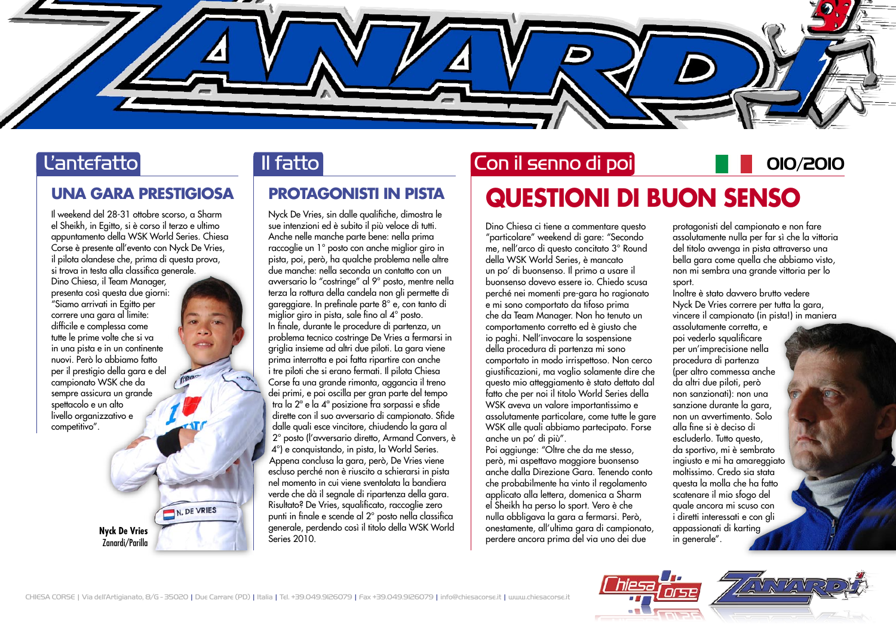## L'antefatto

### UNA GARA PRESTIGIOSA

Il weekend del 28-31 ottobre scorso, a Sharm el Sheikh, in Egitto, si è corso il terzo e ultimo appuntamento della WSK World Series. Chiesa Corse è presente all'evento con Nyck De Vries, il pilota olandese che, prima di questa prova, si trova in testa alla classifica generale.

Dino Chiesa, il Team Manager, presenta così questa due giorni: "Siamo arrivati in Egitto per correre una gara al limite: difficile e complessa come tutte le prime volte che si va in una pista e in un continente nuovi. Però lo abbiamo fatto per il prestigio della gara e del campionato WSK che da sempre assicura un grande spettacolo e un alto livello organizzativo e competitivo".

**Nyck De Vries**
Zanardi/Parilla

## Il fatto

### PROTAGONISTI IN PISTA

Nyck De Vries, sin dalle qualifiche, dimostra le sue intenzioni ed è subito il più veloce di tutti. Anche nelle manche parte bene: nella prima raccoglie un 1° posto con anche miglior giro in pista, poi, però, ha qualche problema nelle altre due manche: nella seconda un contatto con un avversario lo "costringe" al 9° posto, mentre nella terza la rottura della candela non gli permette di gareggiare. In prefinale parte 8° e, con tanto di miglior giro in pista, sale fino al 4° posto.

In finale, durante le procedure di partenza, un problema tecnico costringe De Vries a fermarsi in griglia insieme ad altri due piloti. La gara viene prima interrotta e poi fatta ripartire con anche i tre piloti che si erano fermati. Il pilota Chiesa Corse fa una grande rimonta, aggancia il treno dei primi, e poi oscilla per gran parte del tempo tra la 2° e la 4° posizione fra sorpassi e sfide dirette con il suo avversario di campionato. Sfide dalle quali esce vincitore, chiudendo la gara al 2° posto (l'avversario diretto, Armand Convers, è 4°) e conquistando, in pista, la World Series.

Appena conclusa la gara, però, De Vries viene escluso perché non è riuscito a schierarsi in pista nel momento in cui viene sventolata la bandiera verde che dà il segnale di ripartenza della gara. Risultato? De Vries, squalificato, raccoglie zero punti in finale e scende al 2° posto nella classifica generale, perdendo così il titolo della WSK World Series 2010.

## Con il senno di poi

010/2010

# QUESTIONI DI BUON SENSO

Dino Chiesa ci tiene a commentare questo "particolare" weekend di gare: "Secondo me, nell'arco di questo concitato 3° Round della WSK World Series, è mancato un po' di buonsenso. Il primo a usare il buonsenso dovevo essere io. Chiedo scusa perché nei momenti pre-gara ho ragionato e mi sono comportato da tifoso prima che da Team Manager. Non ho tenuto un comportamento corretto ed è giusto che io paghi. Nell'invocare la sospensione della procedura di partenza mi sono comportato in modo irrispettoso. Non cerco giustificazioni, ma voglio solamente dire che questo mio atteggiamento è stato dettato dal fatto che per noi il titolo World Series della WSK aveva un valore importantissimo e assolutamente particolare, come tutte le gare WSK alle quali abbiamo partecipato. Forse anche un po' di più".

Poi aggiunge: "Oltre che da me stesso, però, mi aspettavo maggiore buonsenso anche dalla Direzione Gara. Tenendo conto che probabilmente ha vinto il regolamento applicato alla lettera, domenica a Sharm el Sheikh ha perso lo sport. Vero è che nulla obbligava la gara a fermarsi. Però, onestamente, all'ultima gara di campionato, perdere ancora prima del via uno dei due protagonisti del campionato e non fare assolutamente nulla per far sì che la vittoria del titolo avvenga in pista attraverso una bella gara come quella che abbiamo visto, non mi sembra una grande vittoria per lo sport.

Inoltre è stato davvero brutto vedere Nyck De Vries correre per tutta la gara, vincere il campionato (in pista!) in maniera assolutamente corretta, e poi vederlo squalificare per un'imprecisione nella procedura di partenza (per altro commessa anche da altri due piloti, però non sanzionati): non una sanzione durante la gara, non un avvertimento. Solo alla fine si è deciso di escluderlo. Tutto questo, da sportivo, mi è sembrato ingiusto e mi ha amareggiato moltissimo. Credo sia stata questa la molla che ha fatto scatenare il mio sfogo del quale ancora mi scuso con i diretti interessati e con gli appassionati di karting in generale".

CHIESA CORSE | Via dell'Artigianato, 8/G - 35020 | Due Carrare (PD) | Italia | Tel. +39.049.9126079 | Fax +39.049.9126079 | info@chiesacorse.it | www.chiesacorse.it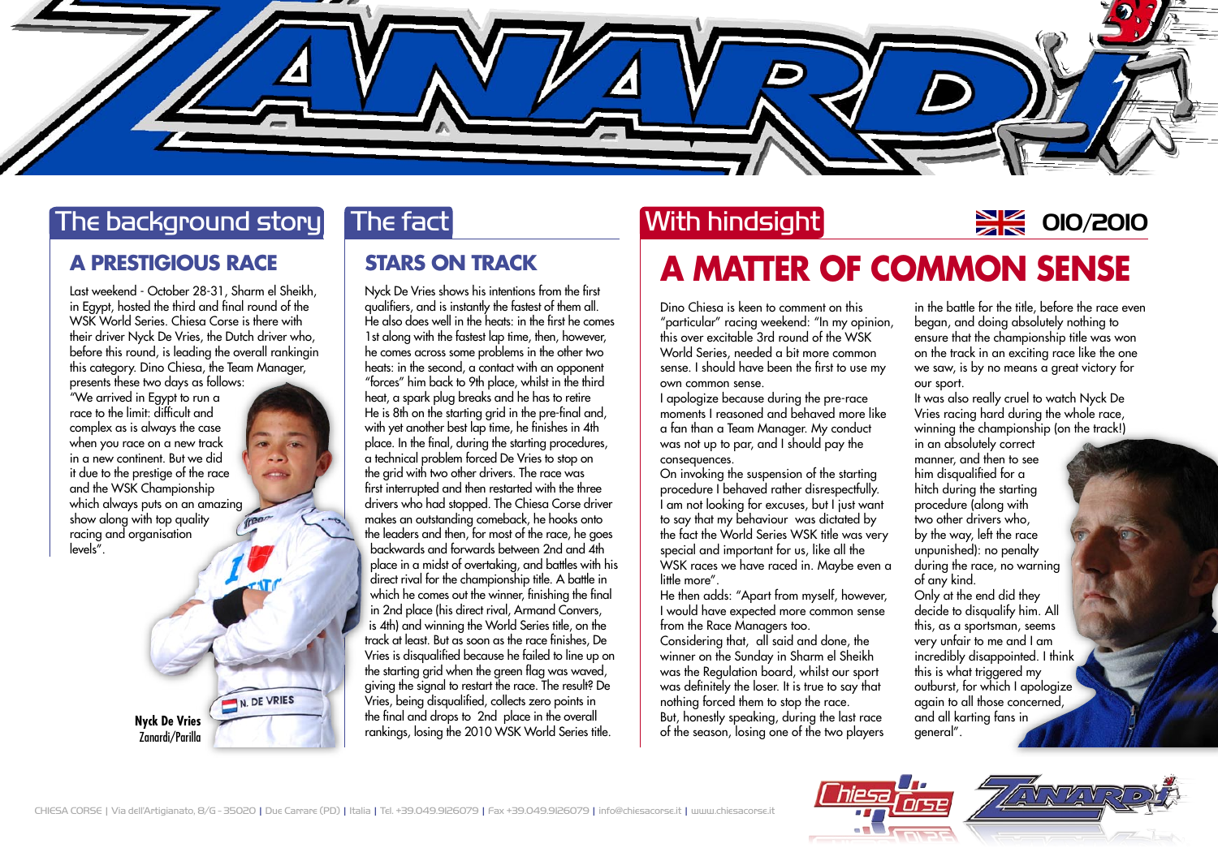## The background story

### A PRESTIGIOUS RACE

Last weekend - October 28-31, Sharm el Sheikh, in Egypt, hosted the third and final round of the WSK World Series. Chiesa Corse is there with their driver Nyck De Vries, the Dutch driver who, before this round, is leading the overall rankingin this category. Dino Chiesa, the Team Manager, presents these two days as follows:

"We arrived in Egypt to run a race to the limit: difficult and complex as is always the case when you race on a new track in a new continent. But we did it due to the prestige of the race and the WSK Championship which always puts on an amazing show along with top quality racing and organisation levels".

**Nyck De Vries**
Zanardi/Parilla

## The fact

### STARS ON TRACK

Nyck De Vries shows his intentions from the first qualifiers, and is instantly the fastest of them all. He also does well in the heats: in the first he comes 1st along with the fastest lap time, then, however, he comes across some problems in the other two heats: in the second, a contact with an opponent "forces" him back to 9th place, whilst in the third heat, a spark plug breaks and he has to retire He is 8th on the starting grid in the pre-final and, with yet another best lap time, he finishes in 4th place. In the final, during the starting procedures, a technical problem forced De Vries to stop on the grid with two other drivers. The race was first interrupted and then restarted with the three drivers who had stopped. The Chiesa Corse driver makes an outstanding comeback, he hooks onto the leaders and then, for most of the race, he goes backwards and forwards between 2nd and 4th place in a midst of overtaking, and battles with his direct rival for the championship title. A battle in which he comes out the winner, finishing the final in 2nd place (his direct rival, Armand Convers, is 4th) and winning the World Series title, on the track at least. But as soon as the race finishes, De Vries is disqualified because he failed to line up on the starting grid when the green flag was waved, giving the signal to restart the race. The result? De Vries, being disqualified, collects zero points in the final and drops to 2nd place in the overall rankings, losing the 2010 WSK World Series title.

## With hindsight

010/2010

# A MATTER OF COMMON SENSE

Dino Chiesa is keen to comment on this "particular" racing weekend: "In my opinion, this over excitable 3rd round of the WSK World Series, needed a bit more common sense. I should have been the first to use my own common sense.

I apologize because during the pre-race moments I reasoned and behaved more like a fan than a Team Manager. My conduct was not up to par, and I should pay the consequences.

On invoking the suspension of the starting procedure I behaved rather disrespectfully. I am not looking for excuses, but I just want to say that my behaviour was dictated by the fact the World Series WSK title was very special and important for us, like all the WSK races we have raced in. Maybe even a little more".

He then adds: "Apart from myself, however, I would have expected more common sense from the Race Managers too.

Considering that, all said and done, the winner on the Sunday in Sharm el Sheikh was the Regulation board, whilst our sport was definitely the loser. It is true to say that nothing forced them to stop the race.

But, honestly speaking, during the last race of the season, losing one of the two players in the battle for the title, before the race even began, and doing absolutely nothing to ensure that the championship title was won on the track in an exciting race like the one we saw, is by no means a great victory for our sport.

It was also really cruel to watch Nyck De Vries racing hard during the whole race, winning the championship (on the track!) in an absolutely correct manner, and then to see him disqualified for a hitch during the starting procedure (along with two other drivers who, by the way, left the race unpunished): no penalty during the race, no warning of any kind.

Only at the end did they decide to disqualify him. All this, as a sportsman, seems very unfair to me and I am incredibly disappointed. I think this is what triggered my outburst, for which I apologize again to all those concerned, and all karting fans in general".

CHIESA CORSE | Via dell'Artigianato, 8/G - 35020 | Due Carrare (PD) | Italia | Tel. +39.049.9126079 | Fax +39.049.9126079 | info@chiesacorse.it | www.chiesacorse.it